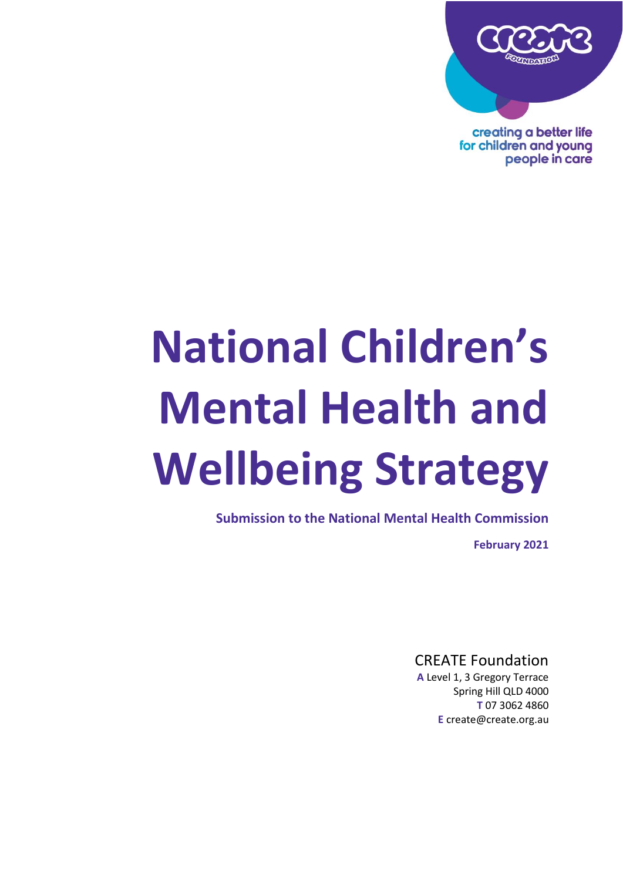creating a better life for children and young people in care

# National Children's Mental Health and Wellbeing Strategy

**Submission to the National Mental Health Commission**

**February 2021**

CREATE Foundation

**A** Level 1, 3 Gregory Terrace
Spring Hill QLD 4000
**T** 07 3062 4860
**E** create@create.org.au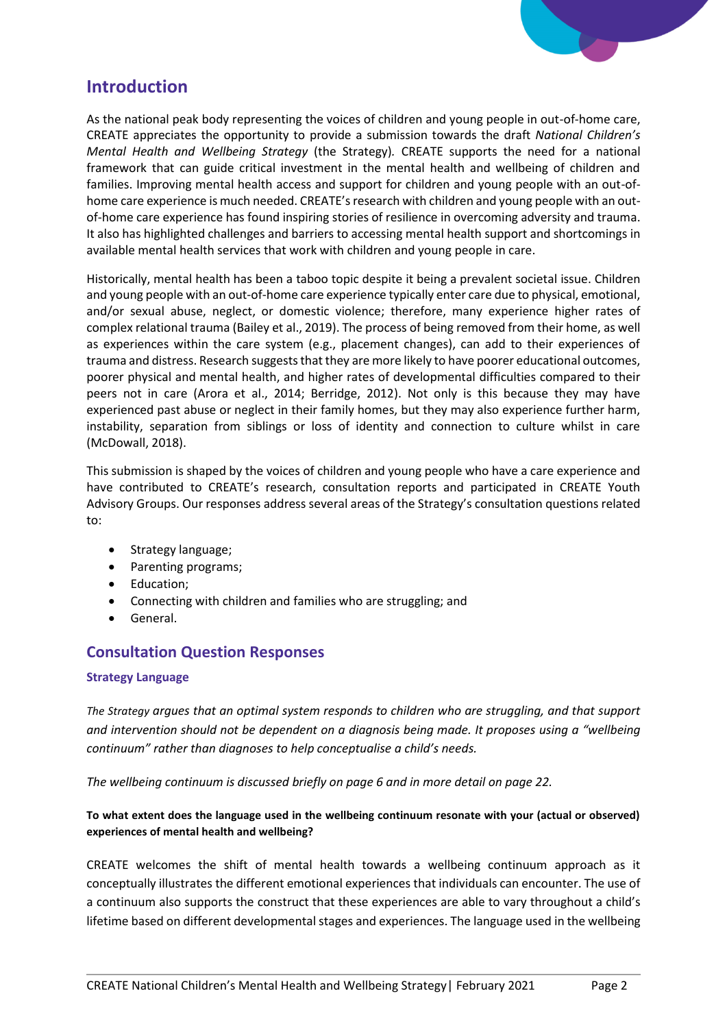## Introduction

As the national peak body representing the voices of children and young people in out-of-home care, CREATE appreciates the opportunity to provide a submission towards the draft *National Children's Mental Health and Wellbeing Strategy* (the Strategy). CREATE supports the need for a national framework that can guide critical investment in the mental health and wellbeing of children and families. Improving mental health access and support for children and young people with an out-of-home care experience is much needed. CREATE's research with children and young people with an out-of-home care experience has found inspiring stories of resilience in overcoming adversity and trauma. It also has highlighted challenges and barriers to accessing mental health support and shortcomings in available mental health services that work with children and young people in care.

Historically, mental health has been a taboo topic despite it being a prevalent societal issue. Children and young people with an out-of-home care experience typically enter care due to physical, emotional, and/or sexual abuse, neglect, or domestic violence; therefore, many experience higher rates of complex relational trauma (Bailey et al., 2019). The process of being removed from their home, as well as experiences within the care system (e.g., placement changes), can add to their experiences of trauma and distress. Research suggests that they are more likely to have poorer educational outcomes, poorer physical and mental health, and higher rates of developmental difficulties compared to their peers not in care (Arora et al., 2014; Berridge, 2012). Not only is this because they may have experienced past abuse or neglect in their family homes, but they may also experience further harm, instability, separation from siblings or loss of identity and connection to culture whilst in care (McDowall, 2018).

This submission is shaped by the voices of children and young people who have a care experience and have contributed to CREATE's research, consultation reports and participated in CREATE Youth Advisory Groups. Our responses address several areas of the Strategy's consultation questions related to:

- Strategy language;
- Parenting programs;
- Education;
- Connecting with children and families who are struggling; and
- General.

## Consultation Question Responses

### Strategy Language

*The Strategy argues that an optimal system responds to children who are struggling, and that support and intervention should not be dependent on a diagnosis being made. It proposes using a "wellbeing continuum" rather than diagnoses to help conceptualise a child's needs.*

*The wellbeing continuum is discussed briefly on page 6 and in more detail on page 22.*

**To what extent does the language used in the wellbeing continuum resonate with your (actual or observed) experiences of mental health and wellbeing?**

CREATE welcomes the shift of mental health towards a wellbeing continuum approach as it conceptually illustrates the different emotional experiences that individuals can encounter. The use of a continuum also supports the construct that these experiences are able to vary throughout a child's lifetime based on different developmental stages and experiences. The language used in the wellbeing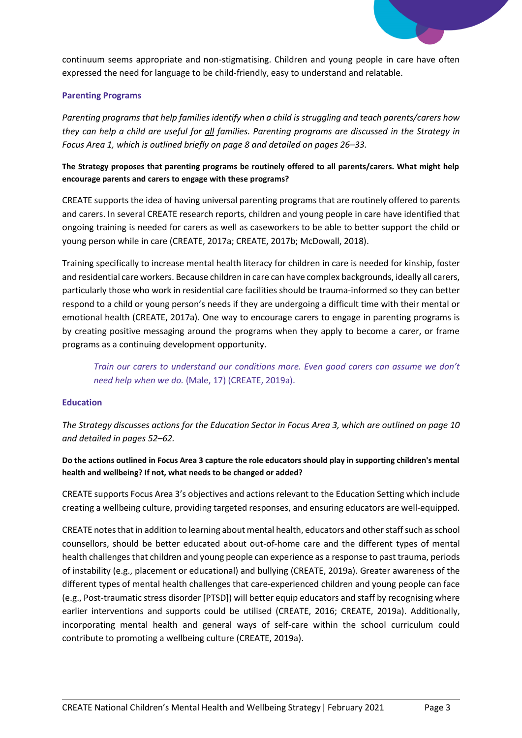continuum seems appropriate and non-stigmatising. Children and young people in care have often expressed the need for language to be child-friendly, easy to understand and relatable.

### Parenting Programs

*Parenting programs that help families identify when a child is struggling and teach parents/carers how they can help a child are useful for all families. Parenting programs are discussed in the Strategy in Focus Area 1, which is outlined briefly on page 8 and detailed on pages 26–33.*

**The Strategy proposes that parenting programs be routinely offered to all parents/carers. What might help encourage parents and carers to engage with these programs?**

CREATE supports the idea of having universal parenting programs that are routinely offered to parents and carers. In several CREATE research reports, children and young people in care have identified that ongoing training is needed for carers as well as caseworkers to be able to better support the child or young person while in care (CREATE, 2017a; CREATE, 2017b; McDowall, 2018).

Training specifically to increase mental health literacy for children in care is needed for kinship, foster and residential care workers. Because children in care can have complex backgrounds, ideally all carers, particularly those who work in residential care facilities should be trauma-informed so they can better respond to a child or young person's needs if they are undergoing a difficult time with their mental or emotional health (CREATE, 2017a). One way to encourage carers to engage in parenting programs is by creating positive messaging around the programs when they apply to become a carer, or frame programs as a continuing development opportunity.

> *Train our carers to understand our conditions more. Even good carers can assume we don't need help when we do.* (Male, 17) (CREATE, 2019a).

### Education

*The Strategy discusses actions for the Education Sector in Focus Area 3, which are outlined on page 10 and detailed in pages 52–62.*

**Do the actions outlined in Focus Area 3 capture the role educators should play in supporting children's mental health and wellbeing? If not, what needs to be changed or added?**

CREATE supports Focus Area 3's objectives and actions relevant to the Education Setting which include creating a wellbeing culture, providing targeted responses, and ensuring educators are well-equipped.

CREATE notes that in addition to learning about mental health, educators and other staff such as school counsellors, should be better educated about out-of-home care and the different types of mental health challenges that children and young people can experience as a response to past trauma, periods of instability (e.g., placement or educational) and bullying (CREATE, 2019a). Greater awareness of the different types of mental health challenges that care-experienced children and young people can face (e.g., Post-traumatic stress disorder [PTSD]) will better equip educators and staff by recognising where earlier interventions and supports could be utilised (CREATE, 2016; CREATE, 2019a). Additionally, incorporating mental health and general ways of self-care within the school curriculum could contribute to promoting a wellbeing culture (CREATE, 2019a).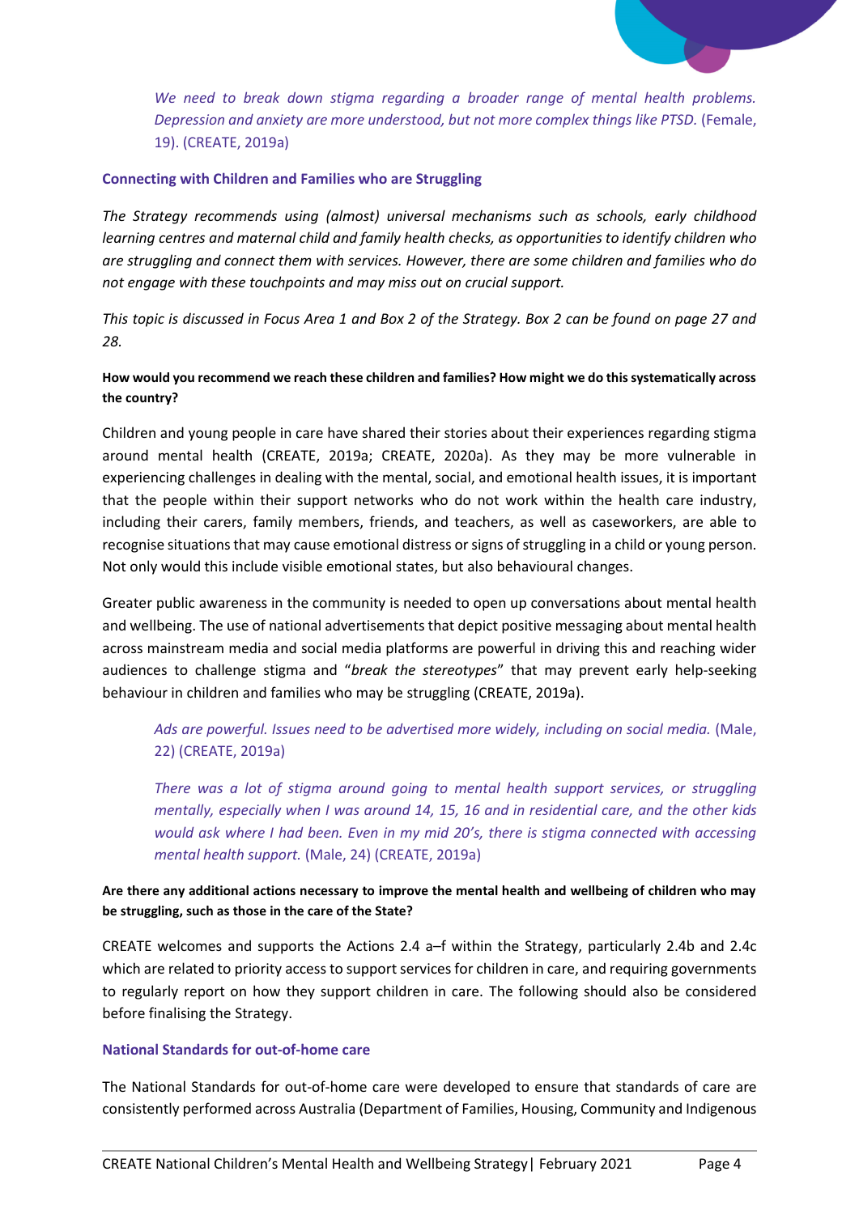> *We need to break down stigma regarding a broader range of mental health problems. Depression and anxiety are more understood, but not more complex things like PTSD.* (Female, 19). (CREATE, 2019a)

### Connecting with Children and Families who are Struggling

*The Strategy recommends using (almost) universal mechanisms such as schools, early childhood learning centres and maternal child and family health checks, as opportunities to identify children who are struggling and connect them with services. However, there are some children and families who do not engage with these touchpoints and may miss out on crucial support.*

*This topic is discussed in Focus Area 1 and Box 2 of the Strategy. Box 2 can be found on page 27 and 28.*

**How would you recommend we reach these children and families? How might we do this systematically across the country?**

Children and young people in care have shared their stories about their experiences regarding stigma around mental health (CREATE, 2019a; CREATE, 2020a). As they may be more vulnerable in experiencing challenges in dealing with the mental, social, and emotional health issues, it is important that the people within their support networks who do not work within the health care industry, including their carers, family members, friends, and teachers, as well as caseworkers, are able to recognise situations that may cause emotional distress or signs of struggling in a child or young person. Not only would this include visible emotional states, but also behavioural changes.

Greater public awareness in the community is needed to open up conversations about mental health and wellbeing. The use of national advertisements that depict positive messaging about mental health across mainstream media and social media platforms are powerful in driving this and reaching wider audiences to challenge stigma and "*break the stereotypes*" that may prevent early help-seeking behaviour in children and families who may be struggling (CREATE, 2019a).

> *Ads are powerful. Issues need to be advertised more widely, including on social media.* (Male, 22) (CREATE, 2019a)

> *There was a lot of stigma around going to mental health support services, or struggling mentally, especially when I was around 14, 15, 16 and in residential care, and the other kids would ask where I had been. Even in my mid 20's, there is stigma connected with accessing mental health support.* (Male, 24) (CREATE, 2019a)

**Are there any additional actions necessary to improve the mental health and wellbeing of children who may be struggling, such as those in the care of the State?**

CREATE welcomes and supports the Actions 2.4 a–f within the Strategy, particularly 2.4b and 2.4c which are related to priority access to support services for children in care, and requiring governments to regularly report on how they support children in care. The following should also be considered before finalising the Strategy.

### National Standards for out-of-home care

The National Standards for out-of-home care were developed to ensure that standards of care are consistently performed across Australia (Department of Families, Housing, Community and Indigenous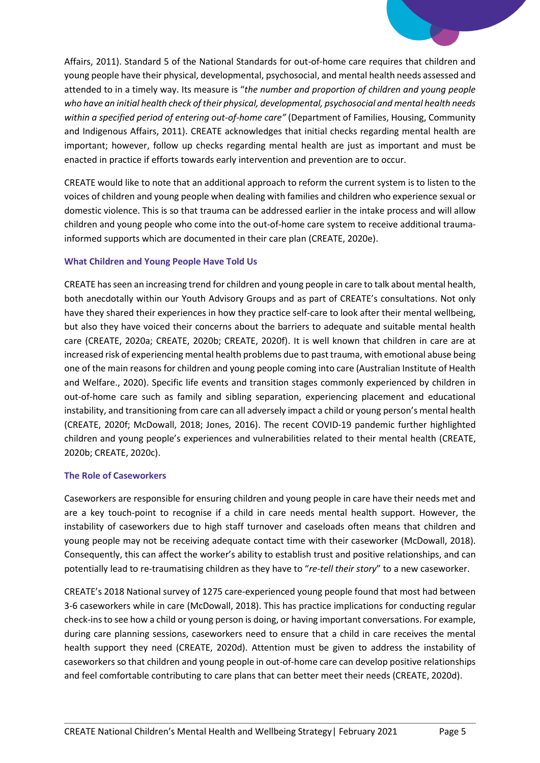Affairs, 2011). Standard 5 of the National Standards for out-of-home care requires that children and young people have their physical, developmental, psychosocial, and mental health needs assessed and attended to in a timely way. Its measure is "*the number and proportion of children and young people who have an initial health check of their physical, developmental, psychosocial and mental health needs within a specified period of entering out-of-home care"* (Department of Families, Housing, Community and Indigenous Affairs, 2011). CREATE acknowledges that initial checks regarding mental health are important; however, follow up checks regarding mental health are just as important and must be enacted in practice if efforts towards early intervention and prevention are to occur.

CREATE would like to note that an additional approach to reform the current system is to listen to the voices of children and young people when dealing with families and children who experience sexual or domestic violence. This is so that trauma can be addressed earlier in the intake process and will allow children and young people who come into the out-of-home care system to receive additional trauma-informed supports which are documented in their care plan (CREATE, 2020e).

### What Children and Young People Have Told Us

CREATE has seen an increasing trend for children and young people in care to talk about mental health, both anecdotally within our Youth Advisory Groups and as part of CREATE's consultations. Not only have they shared their experiences in how they practice self-care to look after their mental wellbeing, but also they have voiced their concerns about the barriers to adequate and suitable mental health care (CREATE, 2020a; CREATE, 2020b; CREATE, 2020f). It is well known that children in care are at increased risk of experiencing mental health problems due to past trauma, with emotional abuse being one of the main reasons for children and young people coming into care (Australian Institute of Health and Welfare., 2020). Specific life events and transition stages commonly experienced by children in out-of-home care such as family and sibling separation, experiencing placement and educational instability, and transitioning from care can all adversely impact a child or young person's mental health (CREATE, 2020f; McDowall, 2018; Jones, 2016). The recent COVID-19 pandemic further highlighted children and young people's experiences and vulnerabilities related to their mental health (CREATE, 2020b; CREATE, 2020c).

### The Role of Caseworkers

Caseworkers are responsible for ensuring children and young people in care have their needs met and are a key touch-point to recognise if a child in care needs mental health support. However, the instability of caseworkers due to high staff turnover and caseloads often means that children and young people may not be receiving adequate contact time with their caseworker (McDowall, 2018). Consequently, this can affect the worker's ability to establish trust and positive relationships, and can potentially lead to re-traumatising children as they have to "*re-tell their story*" to a new caseworker.

CREATE's 2018 National survey of 1275 care-experienced young people found that most had between 3-6 caseworkers while in care (McDowall, 2018). This has practice implications for conducting regular check-ins to see how a child or young person is doing, or having important conversations. For example, during care planning sessions, caseworkers need to ensure that a child in care receives the mental health support they need (CREATE, 2020d). Attention must be given to address the instability of caseworkers so that children and young people in out-of-home care can develop positive relationships and feel comfortable contributing to care plans that can better meet their needs (CREATE, 2020d).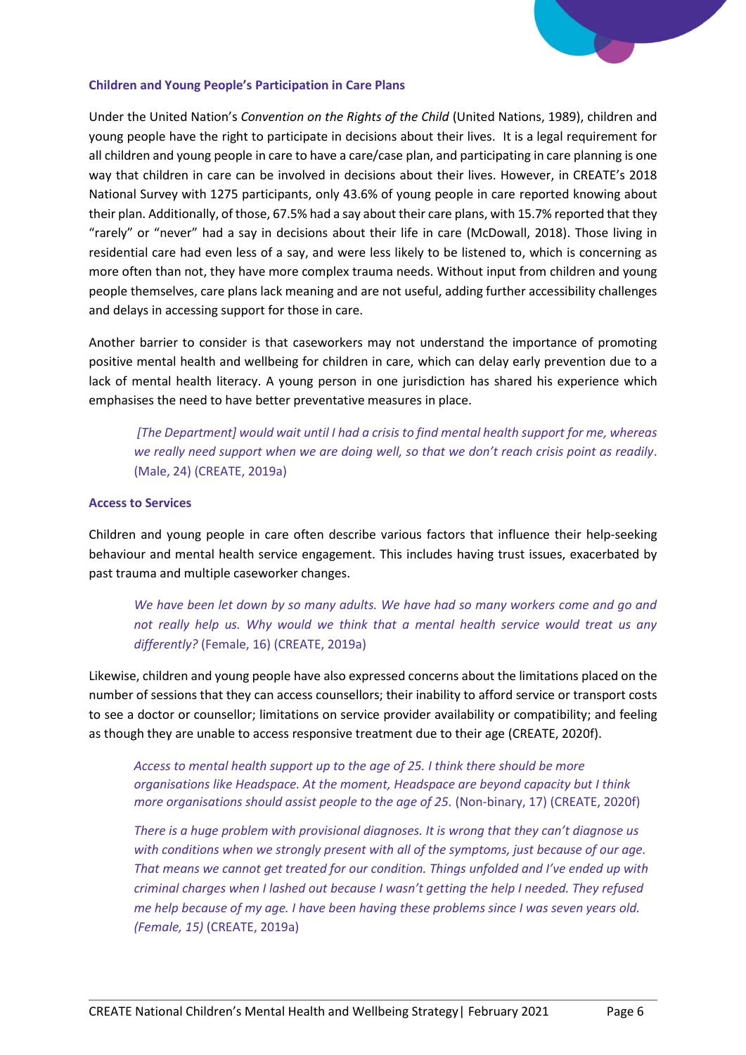### Children and Young People's Participation in Care Plans

Under the United Nation's *Convention on the Rights of the Child* (United Nations, 1989), children and young people have the right to participate in decisions about their lives. It is a legal requirement for all children and young people in care to have a care/case plan, and participating in care planning is one way that children in care can be involved in decisions about their lives. However, in CREATE's 2018 National Survey with 1275 participants, only 43.6% of young people in care reported knowing about their plan. Additionally, of those, 67.5% had a say about their care plans, with 15.7% reported that they "rarely" or "never" had a say in decisions about their life in care (McDowall, 2018). Those living in residential care had even less of a say, and were less likely to be listened to, which is concerning as more often than not, they have more complex trauma needs. Without input from children and young people themselves, care plans lack meaning and are not useful, adding further accessibility challenges and delays in accessing support for those in care.

Another barrier to consider is that caseworkers may not understand the importance of promoting positive mental health and wellbeing for children in care, which can delay early prevention due to a lack of mental health literacy. A young person in one jurisdiction has shared his experience which emphasises the need to have better preventative measures in place.

> *[The Department] would wait until I had a crisis to find mental health support for me, whereas we really need support when we are doing well, so that we don't reach crisis point as readily*. (Male, 24) (CREATE, 2019a)

### Access to Services

Children and young people in care often describe various factors that influence their help-seeking behaviour and mental health service engagement. This includes having trust issues, exacerbated by past trauma and multiple caseworker changes.

> *We have been let down by so many adults. We have had so many workers come and go and not really help us. Why would we think that a mental health service would treat us any differently?* (Female, 16) (CREATE, 2019a)

Likewise, children and young people have also expressed concerns about the limitations placed on the number of sessions that they can access counsellors; their inability to afford service or transport costs to see a doctor or counsellor; limitations on service provider availability or compatibility; and feeling as though they are unable to access responsive treatment due to their age (CREATE, 2020f).

> *Access to mental health support up to the age of 25. I think there should be more organisations like Headspace. At the moment, Headspace are beyond capacity but I think more organisations should assist people to the age of 25.* (Non-binary, 17) (CREATE, 2020f)

> *There is a huge problem with provisional diagnoses. It is wrong that they can't diagnose us with conditions when we strongly present with all of the symptoms, just because of our age. That means we cannot get treated for our condition. Things unfolded and I've ended up with criminal charges when I lashed out because I wasn't getting the help I needed. They refused me help because of my age. I have been having these problems since I was seven years old. (Female, 15)* (CREATE, 2019a)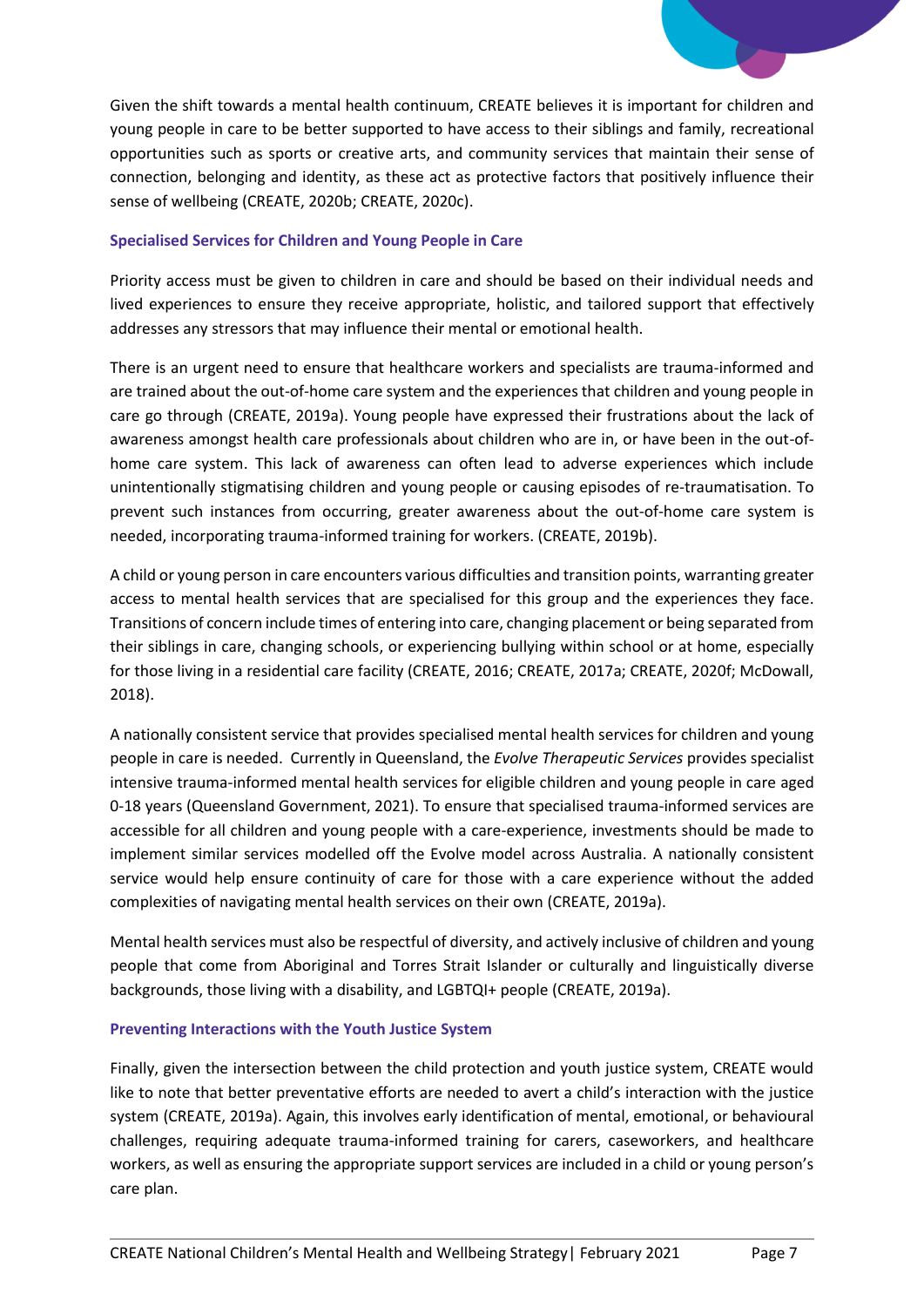Given the shift towards a mental health continuum, CREATE believes it is important for children and young people in care to be better supported to have access to their siblings and family, recreational opportunities such as sports or creative arts, and community services that maintain their sense of connection, belonging and identity, as these act as protective factors that positively influence their sense of wellbeing (CREATE, 2020b; CREATE, 2020c).

### Specialised Services for Children and Young People in Care

Priority access must be given to children in care and should be based on their individual needs and lived experiences to ensure they receive appropriate, holistic, and tailored support that effectively addresses any stressors that may influence their mental or emotional health.

There is an urgent need to ensure that healthcare workers and specialists are trauma-informed and are trained about the out-of-home care system and the experiences that children and young people in care go through (CREATE, 2019a). Young people have expressed their frustrations about the lack of awareness amongst health care professionals about children who are in, or have been in the out-of-home care system. This lack of awareness can often lead to adverse experiences which include unintentionally stigmatising children and young people or causing episodes of re-traumatisation. To prevent such instances from occurring, greater awareness about the out-of-home care system is needed, incorporating trauma-informed training for workers. (CREATE, 2019b).

A child or young person in care encounters various difficulties and transition points, warranting greater access to mental health services that are specialised for this group and the experiences they face. Transitions of concern include times of entering into care, changing placement or being separated from their siblings in care, changing schools, or experiencing bullying within school or at home, especially for those living in a residential care facility (CREATE, 2016; CREATE, 2017a; CREATE, 2020f; McDowall, 2018).

A nationally consistent service that provides specialised mental health services for children and young people in care is needed. Currently in Queensland, the *Evolve Therapeutic Services* provides specialist intensive trauma-informed mental health services for eligible children and young people in care aged 0-18 years (Queensland Government, 2021). To ensure that specialised trauma-informed services are accessible for all children and young people with a care-experience, investments should be made to implement similar services modelled off the Evolve model across Australia. A nationally consistent service would help ensure continuity of care for those with a care experience without the added complexities of navigating mental health services on their own (CREATE, 2019a).

Mental health services must also be respectful of diversity, and actively inclusive of children and young people that come from Aboriginal and Torres Strait Islander or culturally and linguistically diverse backgrounds, those living with a disability, and LGBTQI+ people (CREATE, 2019a).

### Preventing Interactions with the Youth Justice System

Finally, given the intersection between the child protection and youth justice system, CREATE would like to note that better preventative efforts are needed to avert a child's interaction with the justice system (CREATE, 2019a). Again, this involves early identification of mental, emotional, or behavioural challenges, requiring adequate trauma-informed training for carers, caseworkers, and healthcare workers, as well as ensuring the appropriate support services are included in a child or young person's care plan.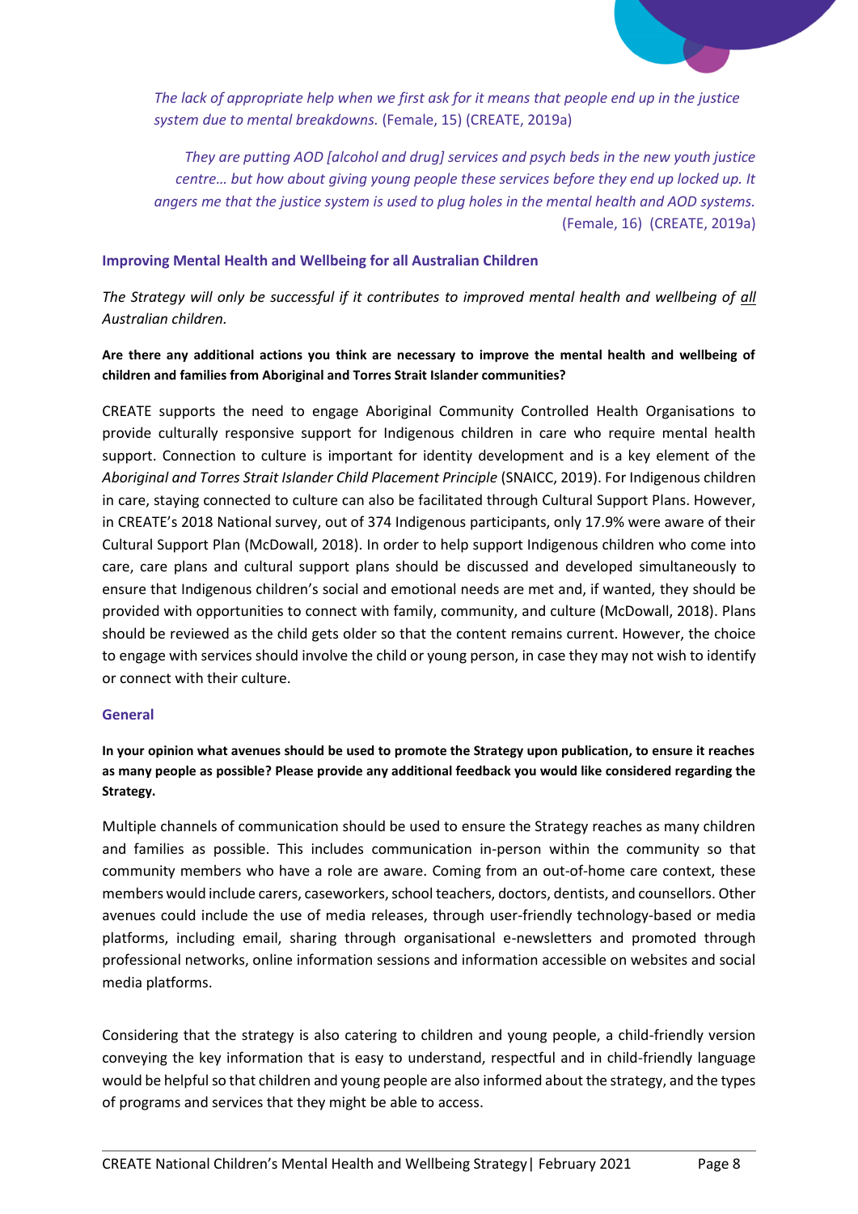> *The lack of appropriate help when we first ask for it means that people end up in the justice system due to mental breakdowns.* (Female, 15) (CREATE, 2019a)

> *They are putting AOD [alcohol and drug] services and psych beds in the new youth justice centre… but how about giving young people these services before they end up locked up. It angers me that the justice system is used to plug holes in the mental health and AOD systems.* (Female, 16) (CREATE, 2019a)

### Improving Mental Health and Wellbeing for all Australian Children

*The Strategy will only be successful if it contributes to improved mental health and wellbeing of all Australian children.*

**Are there any additional actions you think are necessary to improve the mental health and wellbeing of children and families from Aboriginal and Torres Strait Islander communities?**

CREATE supports the need to engage Aboriginal Community Controlled Health Organisations to provide culturally responsive support for Indigenous children in care who require mental health support. Connection to culture is important for identity development and is a key element of the *Aboriginal and Torres Strait Islander Child Placement Principle* (SNAICC, 2019). For Indigenous children in care, staying connected to culture can also be facilitated through Cultural Support Plans. However, in CREATE's 2018 National survey, out of 374 Indigenous participants, only 17.9% were aware of their Cultural Support Plan (McDowall, 2018). In order to help support Indigenous children who come into care, care plans and cultural support plans should be discussed and developed simultaneously to ensure that Indigenous children's social and emotional needs are met and, if wanted, they should be provided with opportunities to connect with family, community, and culture (McDowall, 2018). Plans should be reviewed as the child gets older so that the content remains current. However, the choice to engage with services should involve the child or young person, in case they may not wish to identify or connect with their culture.

### General

**In your opinion what avenues should be used to promote the Strategy upon publication, to ensure it reaches as many people as possible? Please provide any additional feedback you would like considered regarding the Strategy.**

Multiple channels of communication should be used to ensure the Strategy reaches as many children and families as possible. This includes communication in-person within the community so that community members who have a role are aware. Coming from an out-of-home care context, these members would include carers, caseworkers, school teachers, doctors, dentists, and counsellors. Other avenues could include the use of media releases, through user-friendly technology-based or media platforms, including email, sharing through organisational e-newsletters and promoted through professional networks, online information sessions and information accessible on websites and social media platforms.

Considering that the strategy is also catering to children and young people, a child-friendly version conveying the key information that is easy to understand, respectful and in child-friendly language would be helpful so that children and young people are also informed about the strategy, and the types of programs and services that they might be able to access.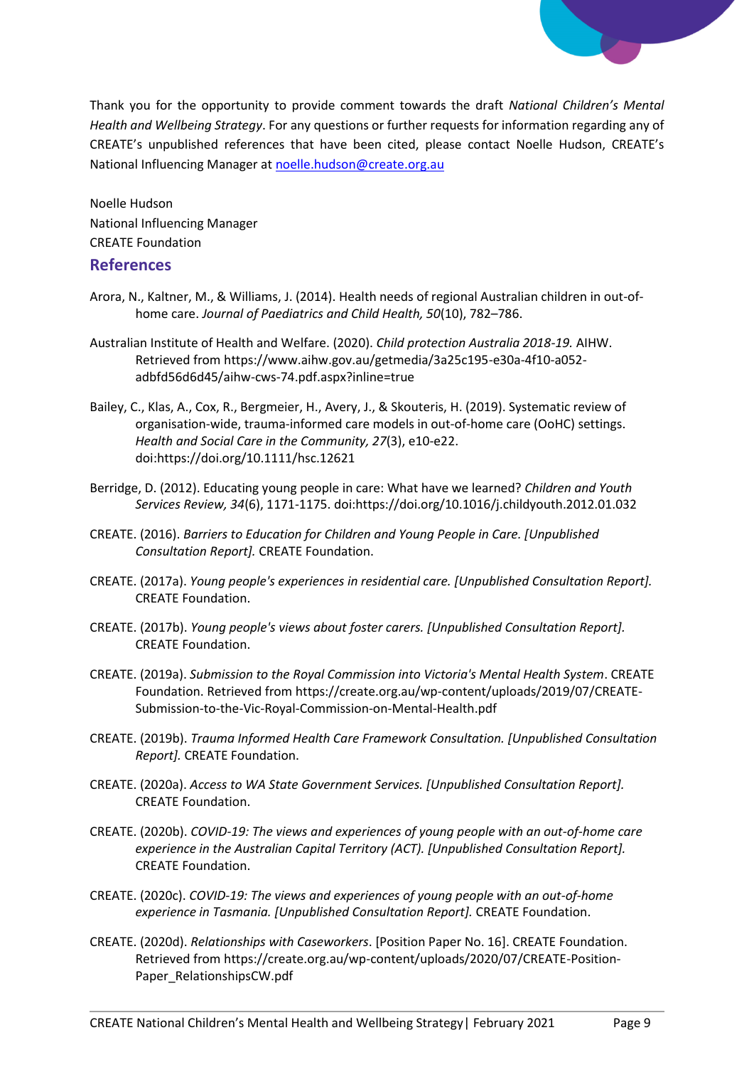Thank you for the opportunity to provide comment towards the draft *National Children's Mental Health and Wellbeing Strategy*. For any questions or further requests for information regarding any of CREATE's unpublished references that have been cited, please contact Noelle Hudson, CREATE's National Influencing Manager at noelle.hudson@create.org.au

Noelle Hudson
National Influencing Manager
CREATE Foundation

## References

Arora, N., Kaltner, M., & Williams, J. (2014). Health needs of regional Australian children in out-of-home care. *Journal of Paediatrics and Child Health, 50*(10), 782–786.

Australian Institute of Health and Welfare. (2020). *Child protection Australia 2018-19.* AIHW. Retrieved from https://www.aihw.gov.au/getmedia/3a25c195-e30a-4f10-a052-adbfd56d6d45/aihw-cws-74.pdf.aspx?inline=true

Bailey, C., Klas, A., Cox, R., Bergmeier, H., Avery, J., & Skouteris, H. (2019). Systematic review of organisation-wide, trauma-informed care models in out-of-home care (OoHC) settings. *Health and Social Care in the Community, 27*(3), e10-e22. doi:https://doi.org/10.1111/hsc.12621

Berridge, D. (2012). Educating young people in care: What have we learned? *Children and Youth Services Review, 34*(6), 1171-1175. doi:https://doi.org/10.1016/j.childyouth.2012.01.032

CREATE. (2016). *Barriers to Education for Children and Young People in Care. [Unpublished Consultation Report].* CREATE Foundation.

CREATE. (2017a). *Young people's experiences in residential care. [Unpublished Consultation Report].* CREATE Foundation.

CREATE. (2017b). *Young people's views about foster carers. [Unpublished Consultation Report].* CREATE Foundation.

CREATE. (2019a). *Submission to the Royal Commission into Victoria's Mental Health System*. CREATE Foundation. Retrieved from https://create.org.au/wp-content/uploads/2019/07/CREATE-Submission-to-the-Vic-Royal-Commission-on-Mental-Health.pdf

CREATE. (2019b). *Trauma Informed Health Care Framework Consultation. [Unpublished Consultation Report].* CREATE Foundation.

CREATE. (2020a). *Access to WA State Government Services. [Unpublished Consultation Report].* CREATE Foundation.

CREATE. (2020b). *COVID-19: The views and experiences of young people with an out-of-home care experience in the Australian Capital Territory (ACT). [Unpublished Consultation Report].* CREATE Foundation.

CREATE. (2020c). *COVID-19: The views and experiences of young people with an out-of-home experience in Tasmania. [Unpublished Consultation Report].* CREATE Foundation.

CREATE. (2020d). *Relationships with Caseworkers*. [Position Paper No. 16]. CREATE Foundation. Retrieved from https://create.org.au/wp-content/uploads/2020/07/CREATE-Position-Paper_RelationshipsCW.pdf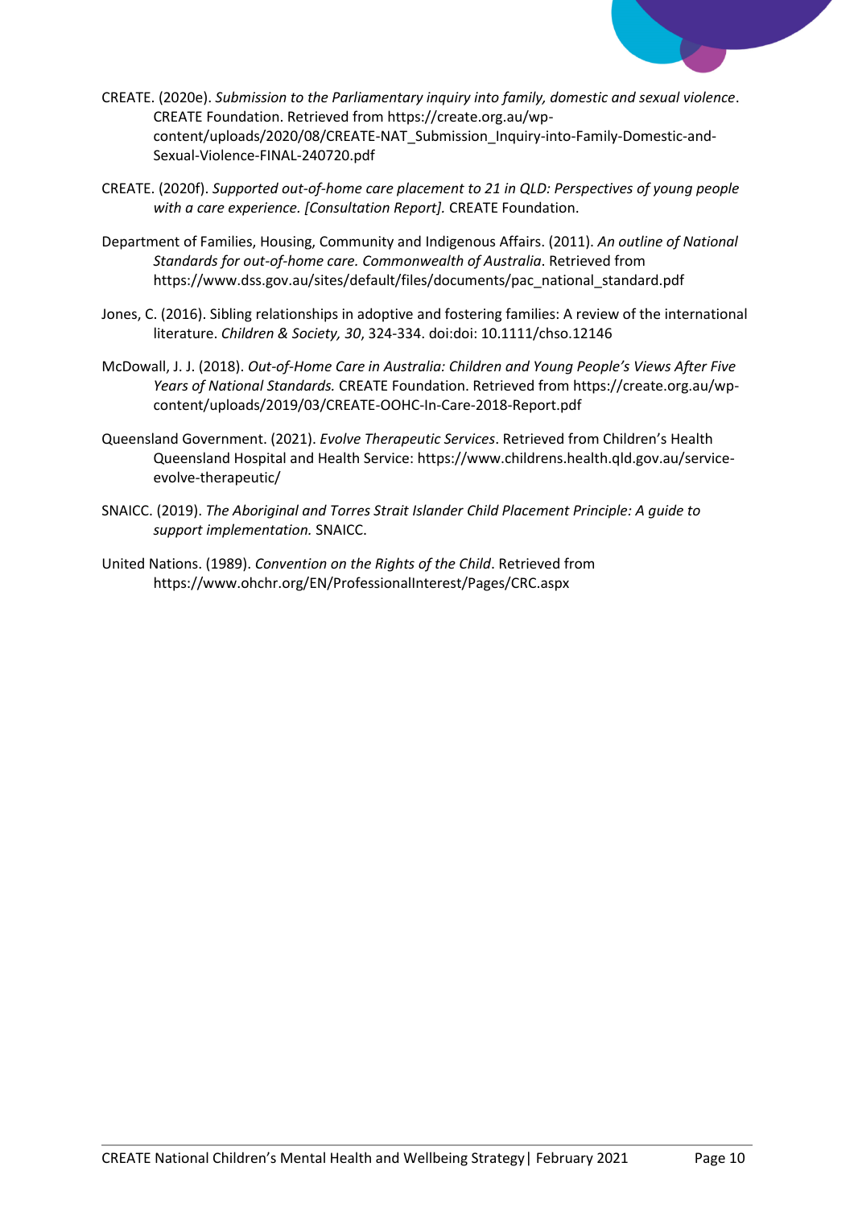CREATE. (2020e). *Submission to the Parliamentary inquiry into family, domestic and sexual violence*. CREATE Foundation. Retrieved from https://create.org.au/wp-content/uploads/2020/08/CREATE-NAT_Submission_Inquiry-into-Family-Domestic-and-Sexual-Violence-FINAL-240720.pdf

CREATE. (2020f). *Supported out-of-home care placement to 21 in QLD: Perspectives of young people with a care experience. [Consultation Report].* CREATE Foundation.

Department of Families, Housing, Community and Indigenous Affairs. (2011). *An outline of National Standards for out-of-home care. Commonwealth of Australia*. Retrieved from https://www.dss.gov.au/sites/default/files/documents/pac_national_standard.pdf

Jones, C. (2016). Sibling relationships in adoptive and fostering families: A review of the international literature. *Children & Society, 30*, 324-334. doi:doi: 10.1111/chso.12146

McDowall, J. J. (2018). *Out-of-Home Care in Australia: Children and Young People's Views After Five Years of National Standards.* CREATE Foundation. Retrieved from https://create.org.au/wp-content/uploads/2019/03/CREATE-OOHC-In-Care-2018-Report.pdf

Queensland Government. (2021). *Evolve Therapeutic Services*. Retrieved from Children's Health Queensland Hospital and Health Service: https://www.childrens.health.qld.gov.au/service-evolve-therapeutic/

SNAICC. (2019). *The Aboriginal and Torres Strait Islander Child Placement Principle: A guide to support implementation.* SNAICC.

United Nations. (1989). *Convention on the Rights of the Child*. Retrieved from https://www.ohchr.org/EN/ProfessionalInterest/Pages/CRC.aspx